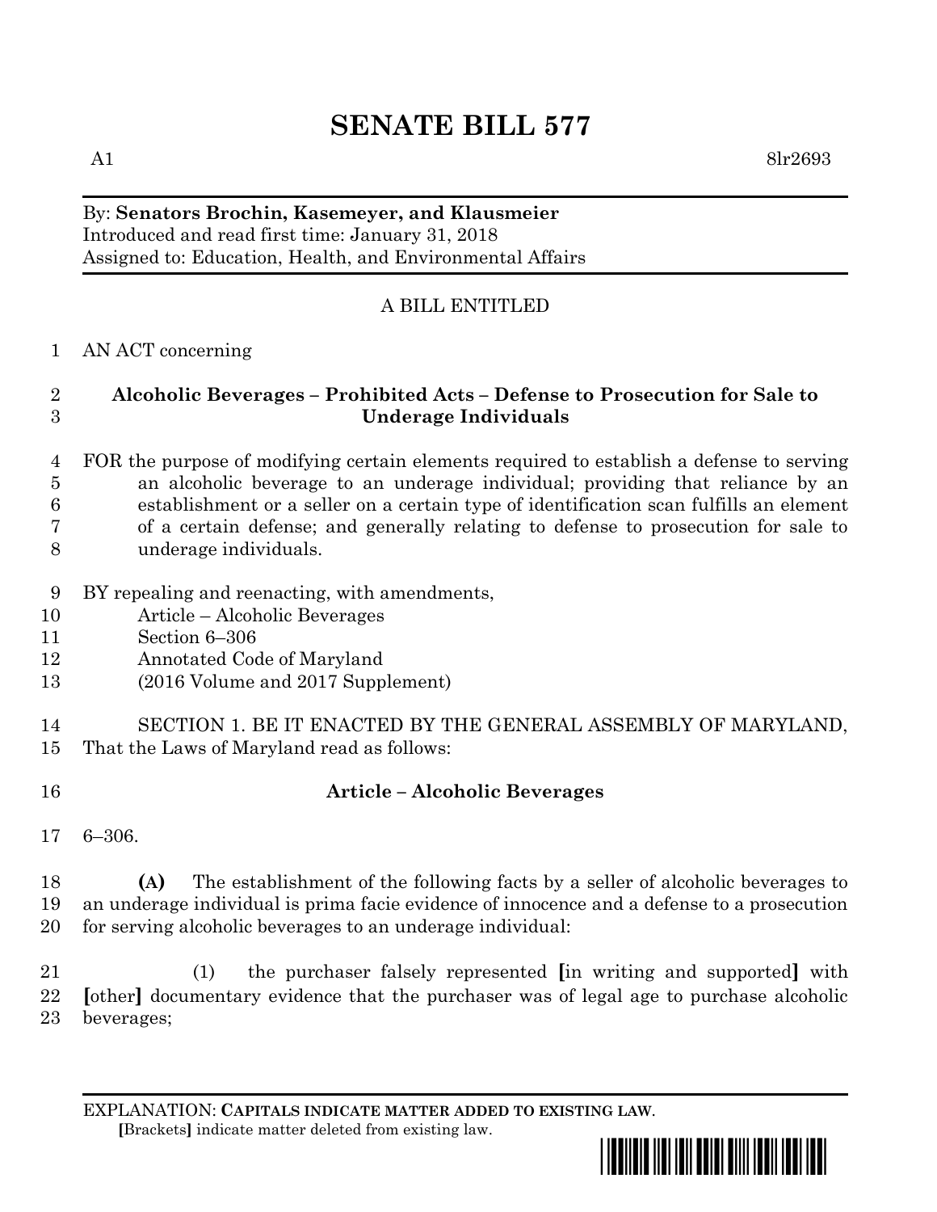# SENATE BILL 577

A1 8lr2693

By: **Senators Brochin, Kasemeyer, and Klausmeier**
Introduced and read first time: January 31, 2018
Assigned to: Education, Health, and Environmental Affairs

A BILL ENTITLED

AN ACT concerning

**Alcoholic Beverages – Prohibited Acts – Defense to Prosecution for Sale to Underage Individuals**

FOR the purpose of modifying certain elements required to establish a defense to serving an alcoholic beverage to an underage individual; providing that reliance by an establishment or a seller on a certain type of identification scan fulfills an element of a certain defense; and generally relating to defense to prosecution for sale to underage individuals.

BY repealing and reenacting, with amendments,
Article – Alcoholic Beverages
Section 6–306
Annotated Code of Maryland
(2016 Volume and 2017 Supplement)

SECTION 1. BE IT ENACTED BY THE GENERAL ASSEMBLY OF MARYLAND, That the Laws of Maryland read as follows:

**Article – Alcoholic Beverages**

6–306.

**(A)** The establishment of the following facts by a seller of alcoholic beverages to an underage individual is prima facie evidence of innocence and a defense to a prosecution for serving alcoholic beverages to an underage individual:

(1) the purchaser falsely represented **[**in writing and supported**]** with **[**other**]** documentary evidence that the purchaser was of legal age to purchase alcoholic beverages;

EXPLANATION: **CAPITALS INDICATE MATTER ADDED TO EXISTING LAW.**
**[**Brackets**]** indicate matter deleted from existing law.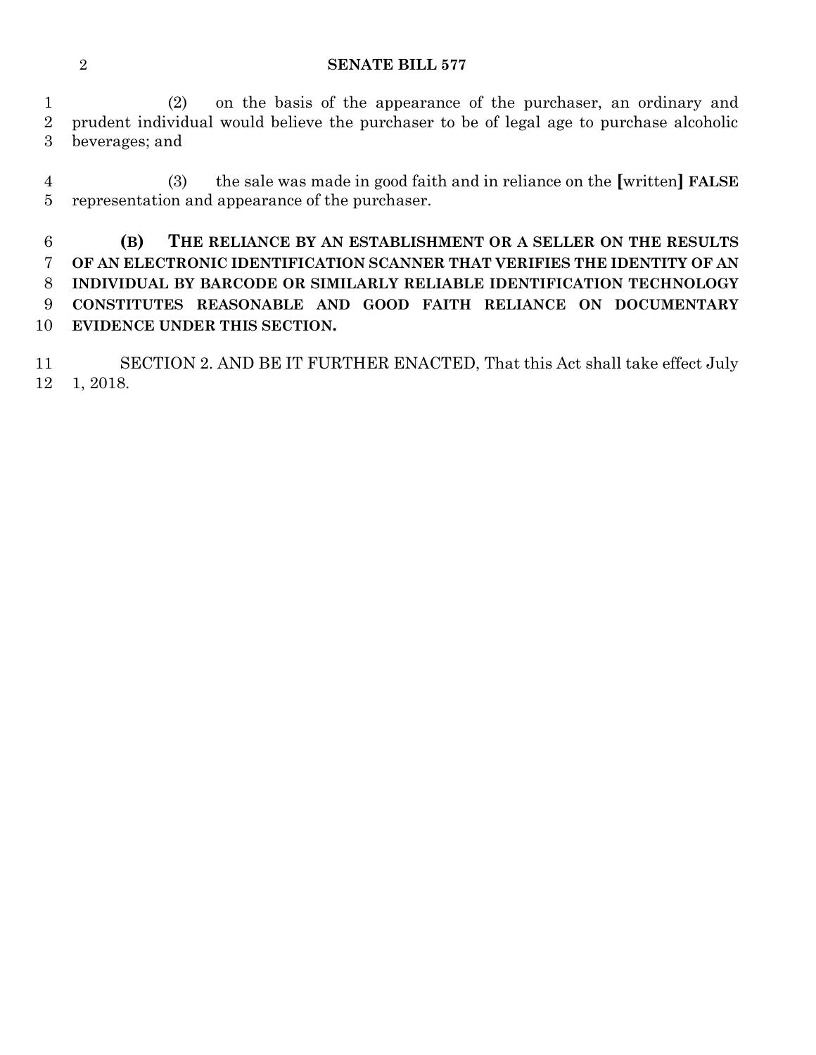(2) on the basis of the appearance of the purchaser, an ordinary and prudent individual would believe the purchaser to be of legal age to purchase alcoholic beverages; and

(3) the sale was made in good faith and in reliance on the [written] **FALSE** representation and appearance of the purchaser.

**(B) THE RELIANCE BY AN ESTABLISHMENT OR A SELLER ON THE RESULTS OF AN ELECTRONIC IDENTIFICATION SCANNER THAT VERIFIES THE IDENTITY OF AN INDIVIDUAL BY BARCODE OR SIMILARLY RELIABLE IDENTIFICATION TECHNOLOGY CONSTITUTES REASONABLE AND GOOD FAITH RELIANCE ON DOCUMENTARY EVIDENCE UNDER THIS SECTION.**

SECTION 2. AND BE IT FURTHER ENACTED, That this Act shall take effect July 1, 2018.